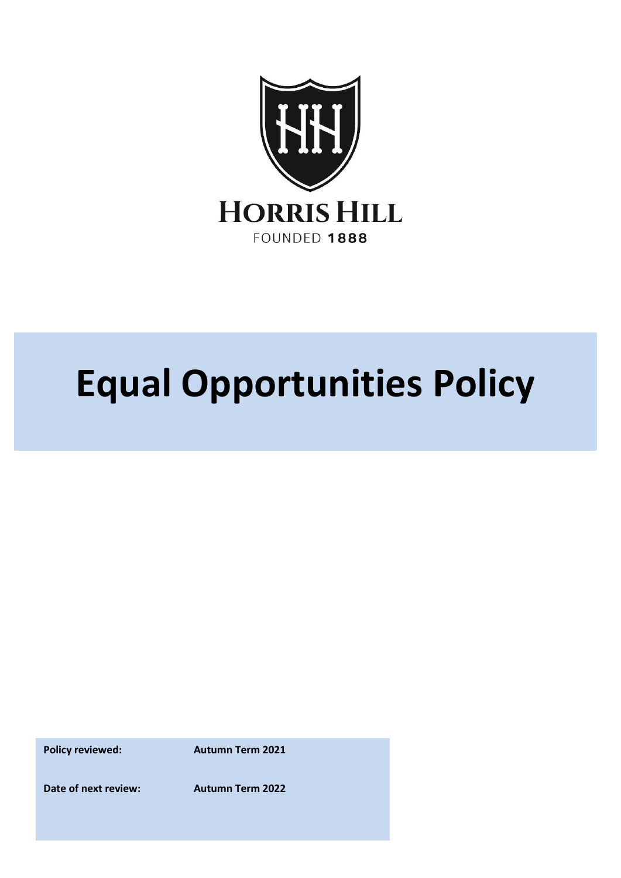HORRIS HILL

FOUNDED 1888

# Equal Opportunities Policy

| Policy reviewed: | Autumn Term 2021 |
|---|---|
| Date of next review: | Autumn Term 2022 |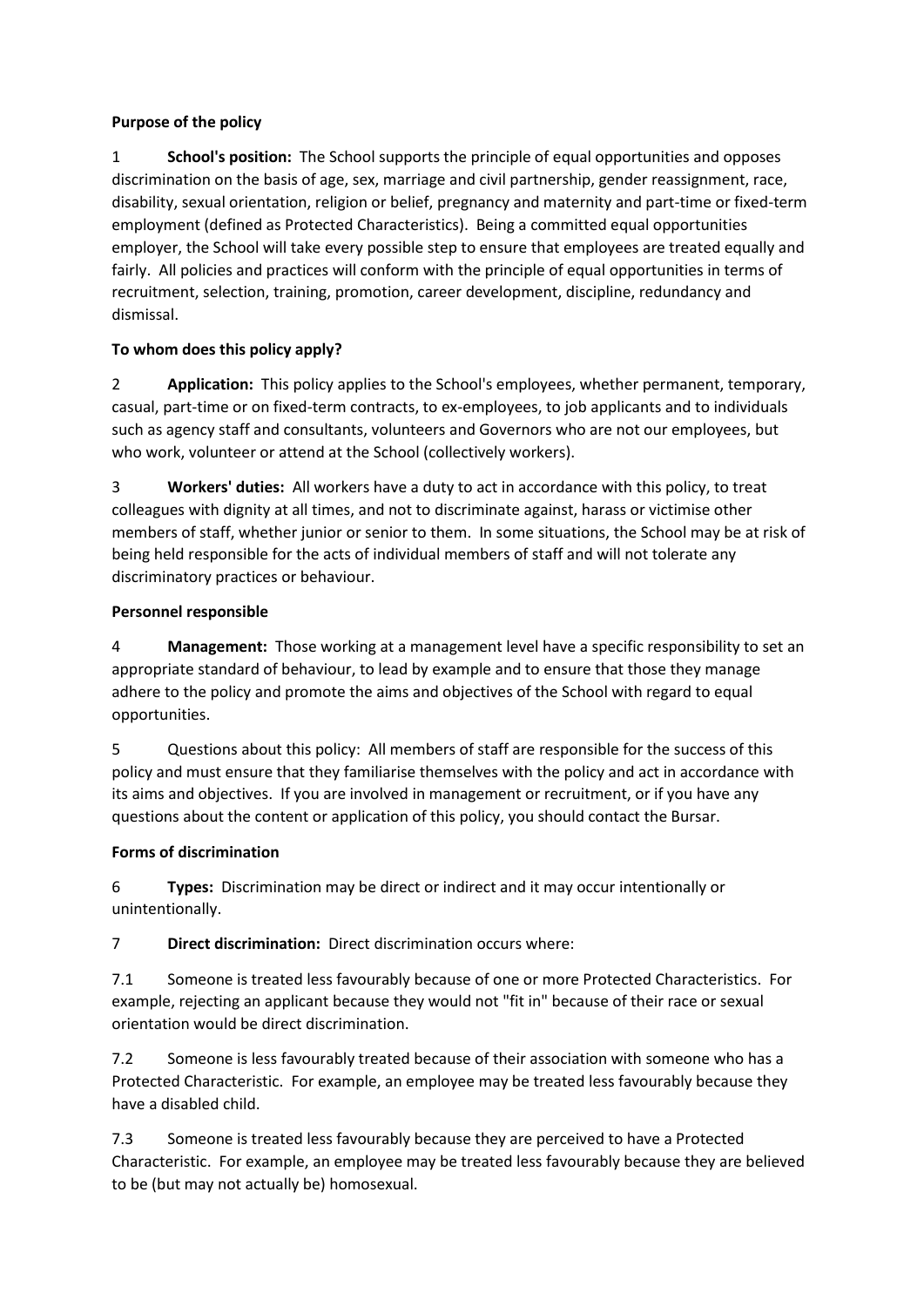**Purpose of the policy**

1 **School's position:** The School supports the principle of equal opportunities and opposes discrimination on the basis of age, sex, marriage and civil partnership, gender reassignment, race, disability, sexual orientation, religion or belief, pregnancy and maternity and part-time or fixed-term employment (defined as Protected Characteristics). Being a committed equal opportunities employer, the School will take every possible step to ensure that employees are treated equally and fairly. All policies and practices will conform with the principle of equal opportunities in terms of recruitment, selection, training, promotion, career development, discipline, redundancy and dismissal.

**To whom does this policy apply?**

2 **Application:** This policy applies to the School's employees, whether permanent, temporary, casual, part-time or on fixed-term contracts, to ex-employees, to job applicants and to individuals such as agency staff and consultants, volunteers and Governors who are not our employees, but who work, volunteer or attend at the School (collectively workers).

3 **Workers' duties:** All workers have a duty to act in accordance with this policy, to treat colleagues with dignity at all times, and not to discriminate against, harass or victimise other members of staff, whether junior or senior to them. In some situations, the School may be at risk of being held responsible for the acts of individual members of staff and will not tolerate any discriminatory practices or behaviour.

**Personnel responsible**

4 **Management:** Those working at a management level have a specific responsibility to set an appropriate standard of behaviour, to lead by example and to ensure that those they manage adhere to the policy and promote the aims and objectives of the School with regard to equal opportunities.

5 Questions about this policy: All members of staff are responsible for the success of this policy and must ensure that they familiarise themselves with the policy and act in accordance with its aims and objectives. If you are involved in management or recruitment, or if you have any questions about the content or application of this policy, you should contact the Bursar.

**Forms of discrimination**

6 **Types:** Discrimination may be direct or indirect and it may occur intentionally or unintentionally.

7 **Direct discrimination:** Direct discrimination occurs where:

7.1 Someone is treated less favourably because of one or more Protected Characteristics. For example, rejecting an applicant because they would not "fit in" because of their race or sexual orientation would be direct discrimination.

7.2 Someone is less favourably treated because of their association with someone who has a Protected Characteristic. For example, an employee may be treated less favourably because they have a disabled child.

7.3 Someone is treated less favourably because they are perceived to have a Protected Characteristic. For example, an employee may be treated less favourably because they are believed to be (but may not actually be) homosexual.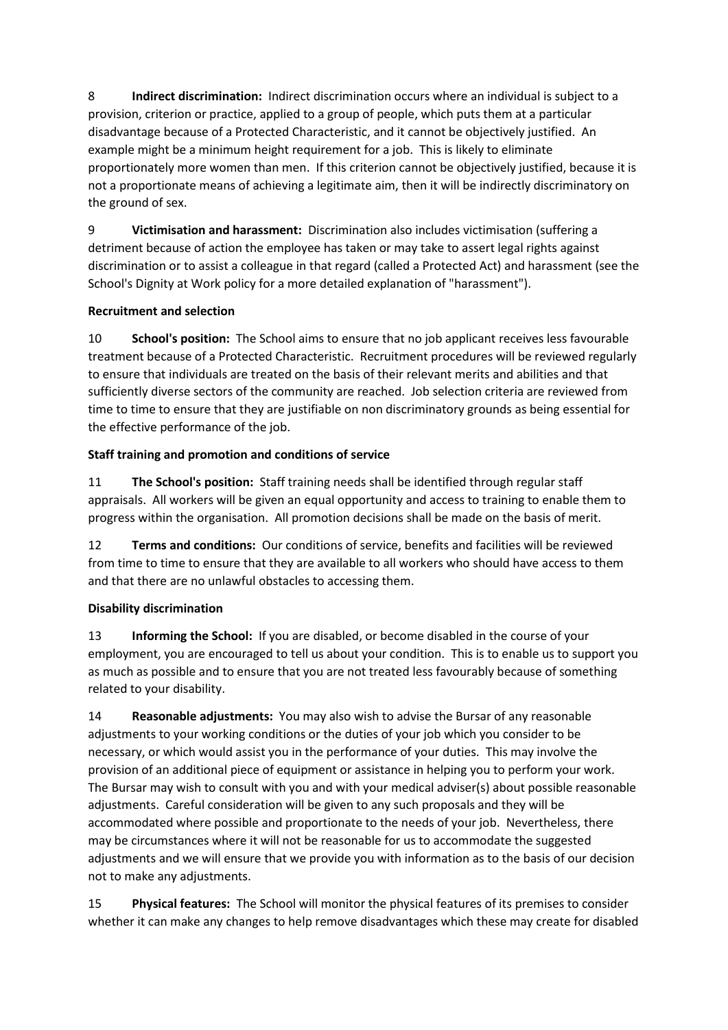8 **Indirect discrimination:** Indirect discrimination occurs where an individual is subject to a provision, criterion or practice, applied to a group of people, which puts them at a particular disadvantage because of a Protected Characteristic, and it cannot be objectively justified. An example might be a minimum height requirement for a job. This is likely to eliminate proportionately more women than men. If this criterion cannot be objectively justified, because it is not a proportionate means of achieving a legitimate aim, then it will be indirectly discriminatory on the ground of sex.

9 **Victimisation and harassment:** Discrimination also includes victimisation (suffering a detriment because of action the employee has taken or may take to assert legal rights against discrimination or to assist a colleague in that regard (called a Protected Act) and harassment (see the School's Dignity at Work policy for a more detailed explanation of "harassment").

**Recruitment and selection**

10 **School's position:** The School aims to ensure that no job applicant receives less favourable treatment because of a Protected Characteristic. Recruitment procedures will be reviewed regularly to ensure that individuals are treated on the basis of their relevant merits and abilities and that sufficiently diverse sectors of the community are reached. Job selection criteria are reviewed from time to time to ensure that they are justifiable on non discriminatory grounds as being essential for the effective performance of the job.

**Staff training and promotion and conditions of service**

11 **The School's position:** Staff training needs shall be identified through regular staff appraisals. All workers will be given an equal opportunity and access to training to enable them to progress within the organisation. All promotion decisions shall be made on the basis of merit.

12 **Terms and conditions:** Our conditions of service, benefits and facilities will be reviewed from time to time to ensure that they are available to all workers who should have access to them and that there are no unlawful obstacles to accessing them.

**Disability discrimination**

13 **Informing the School:** If you are disabled, or become disabled in the course of your employment, you are encouraged to tell us about your condition. This is to enable us to support you as much as possible and to ensure that you are not treated less favourably because of something related to your disability.

14 **Reasonable adjustments:** You may also wish to advise the Bursar of any reasonable adjustments to your working conditions or the duties of your job which you consider to be necessary, or which would assist you in the performance of your duties. This may involve the provision of an additional piece of equipment or assistance in helping you to perform your work. The Bursar may wish to consult with you and with your medical adviser(s) about possible reasonable adjustments. Careful consideration will be given to any such proposals and they will be accommodated where possible and proportionate to the needs of your job. Nevertheless, there may be circumstances where it will not be reasonable for us to accommodate the suggested adjustments and we will ensure that we provide you with information as to the basis of our decision not to make any adjustments.

15 **Physical features:** The School will monitor the physical features of its premises to consider whether it can make any changes to help remove disadvantages which these may create for disabled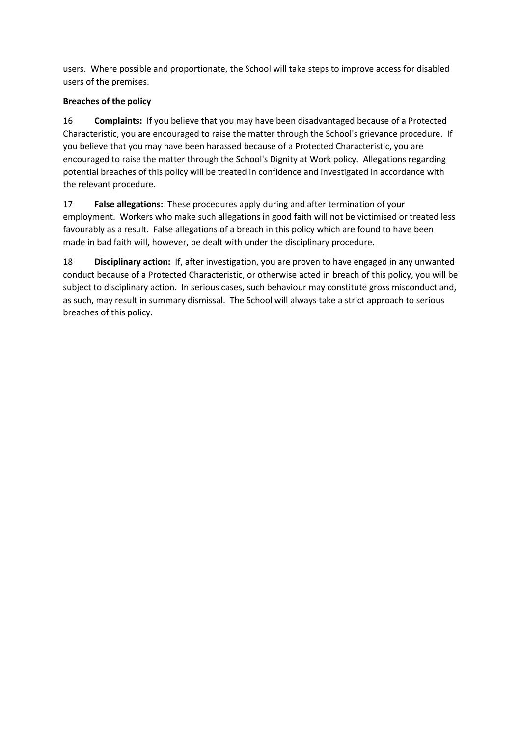users. Where possible and proportionate, the School will take steps to improve access for disabled users of the premises.

**Breaches of the policy**

16 **Complaints:** If you believe that you may have been disadvantaged because of a Protected Characteristic, you are encouraged to raise the matter through the School's grievance procedure. If you believe that you may have been harassed because of a Protected Characteristic, you are encouraged to raise the matter through the School's Dignity at Work policy. Allegations regarding potential breaches of this policy will be treated in confidence and investigated in accordance with the relevant procedure.

17 **False allegations:** These procedures apply during and after termination of your employment. Workers who make such allegations in good faith will not be victimised or treated less favourably as a result. False allegations of a breach in this policy which are found to have been made in bad faith will, however, be dealt with under the disciplinary procedure.

18 **Disciplinary action:** If, after investigation, you are proven to have engaged in any unwanted conduct because of a Protected Characteristic, or otherwise acted in breach of this policy, you will be subject to disciplinary action. In serious cases, such behaviour may constitute gross misconduct and, as such, may result in summary dismissal. The School will always take a strict approach to serious breaches of this policy.